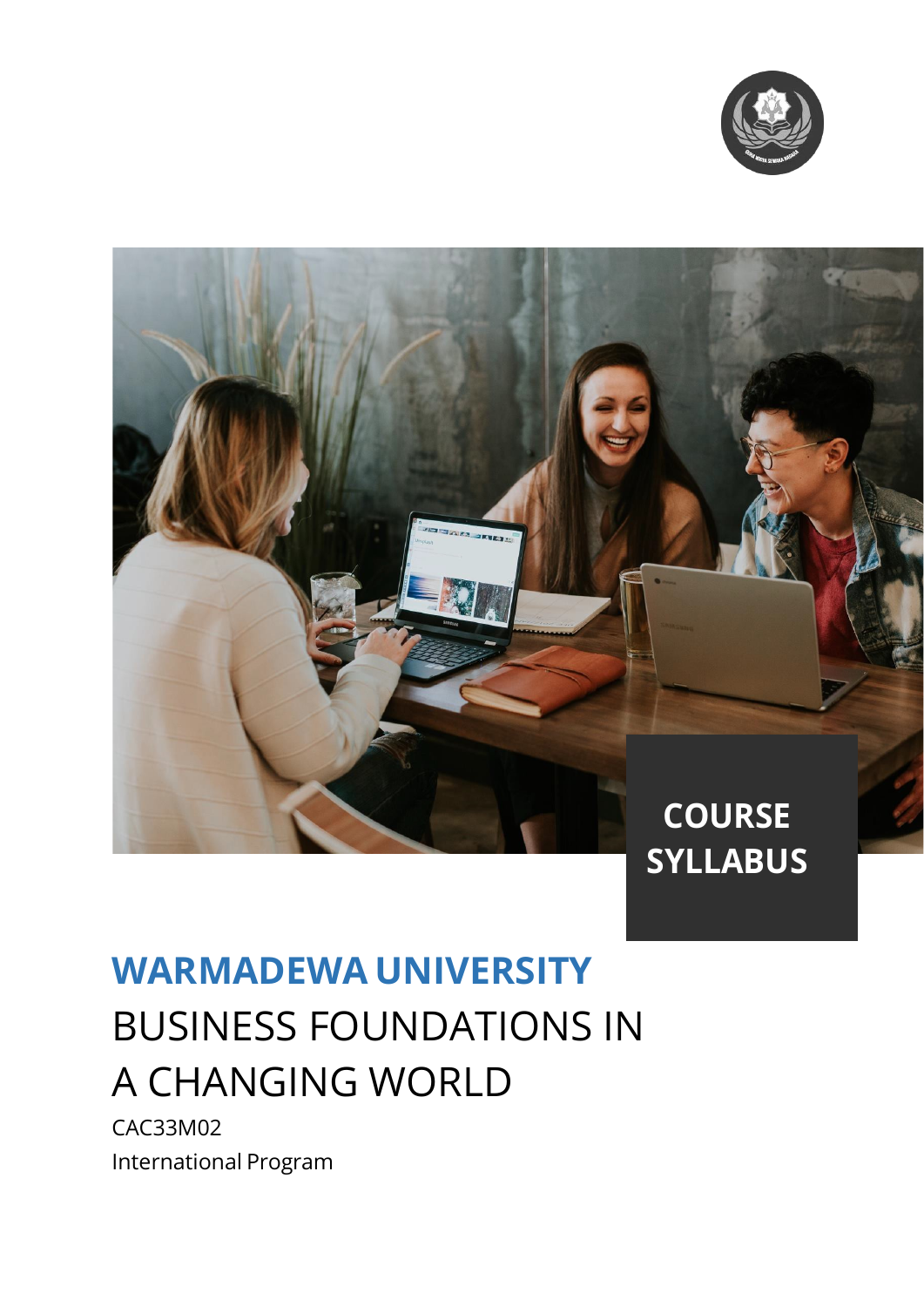**COURSE SYLLABUS**

# WARMADEWA UNIVERSITY

## BUSINESS FOUNDATIONS IN A CHANGING WORLD

CAC33M02

International Program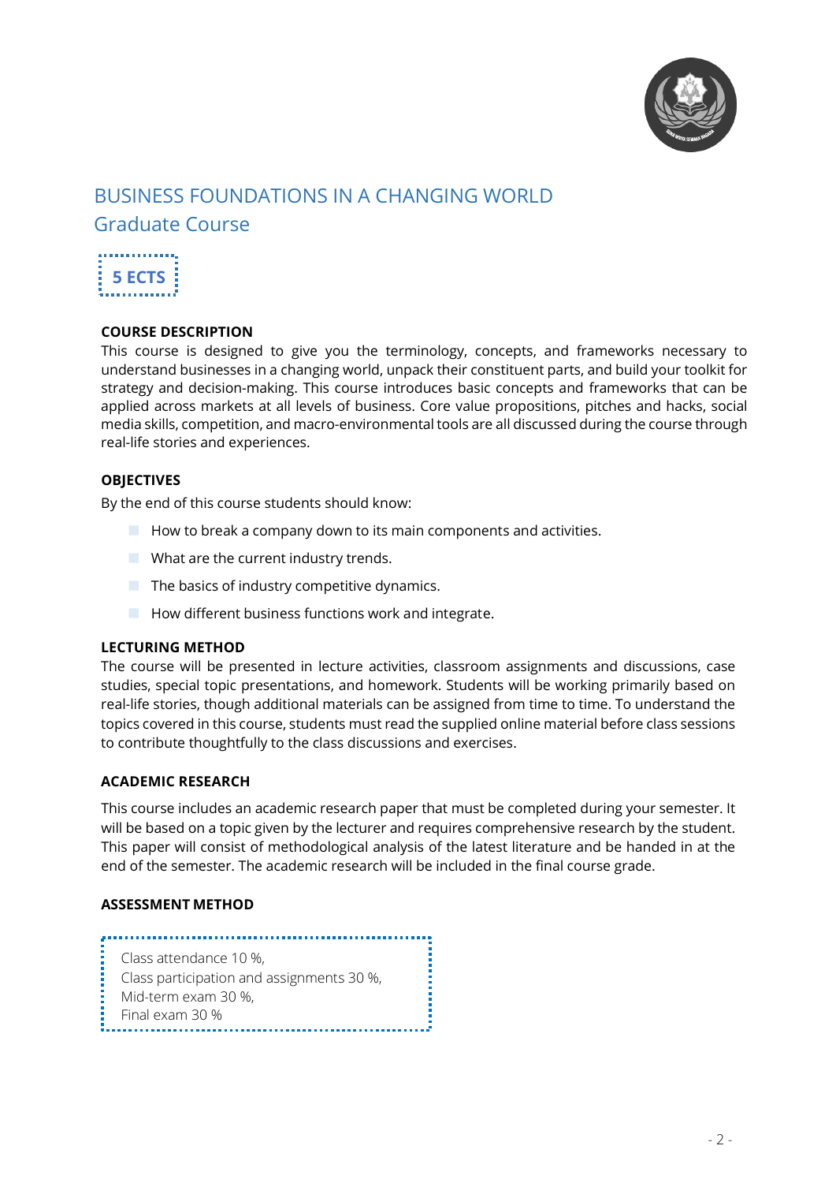# BUSINESS FOUNDATIONS IN A CHANGING WORLD

## Graduate Course

**5 ECTS**

**COURSE DESCRIPTION**

This course is designed to give you the terminology, concepts, and frameworks necessary to understand businesses in a changing world, unpack their constituent parts, and build your toolkit for strategy and decision-making. This course introduces basic concepts and frameworks that can be applied across markets at all levels of business. Core value propositions, pitches and hacks, social media skills, competition, and macro-environmental tools are all discussed during the course through real-life stories and experiences.

**OBJECTIVES**

By the end of this course students should know:

- How to break a company down to its main components and activities.
- What are the current industry trends.
- The basics of industry competitive dynamics.
- How different business functions work and integrate.

**LECTURING METHOD**

The course will be presented in lecture activities, classroom assignments and discussions, case studies, special topic presentations, and homework. Students will be working primarily based on real-life stories, though additional materials can be assigned from time to time. To understand the topics covered in this course, students must read the supplied online material before class sessions to contribute thoughtfully to the class discussions and exercises.

**ACADEMIC RESEARCH**

This course includes an academic research paper that must be completed during your semester. It will be based on a topic given by the lecturer and requires comprehensive research by the student. This paper will consist of methodological analysis of the latest literature and be handed in at the end of the semester. The academic research will be included in the final course grade.

**ASSESSMENT METHOD**

Class attendance 10 %,
Class participation and assignments 30 %,
Mid-term exam 30 %,
Final exam 30 %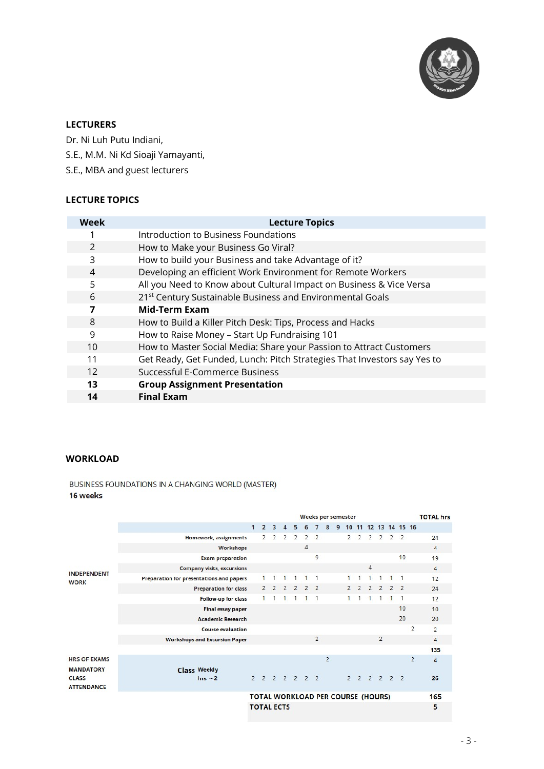**LECTURERS**

Dr. Ni Luh Putu Indiani,

S.E., M.M. Ni Kd Sioaji Yamayanti,

S.E., MBA and guest lecturers

**LECTURE TOPICS**

| Week | Lecture Topics |
|---|---|
| 1 | Introduction to Business Foundations |
| 2 | How to Make your Business Go Viral? |
| 3 | How to build your Business and take Advantage of it? |
| 4 | Developing an efficient Work Environment for Remote Workers |
| 5 | All you Need to Know about Cultural Impact on Business & Vice Versa |
| 6 | 21st Century Sustainable Business and Environmental Goals |
| **7** | **Mid-Term Exam** |
| 8 | How to Build a Killer Pitch Desk: Tips, Process and Hacks |
| 9 | How to Raise Money – Start Up Fundraising 101 |
| 10 | How to Master Social Media: Share your Passion to Attract Customers |
| 11 | Get Ready, Get Funded, Lunch: Pitch Strategies That Investors say Yes to |
| 12 | Successful E-Commerce Business |
| **13** | **Group Assignment Presentation** |
| **14** | **Final Exam** |

**WORKLOAD**

BUSINESS FOUNDATIONS IN A CHANGING WORLD (MASTER)

**16 weeks**

| | | Weeks per semester | | | | | | | | | | | | | | | | TOTAL hrs |
|---|---|---|---|---|---|---|---|---|---|---|---|---|---|---|---|---|---|---|
| | | 1 | 2 | 3 | 4 | 5 | 6 | 7 | 8 | 9 | 10 | 11 | 12 | 13 | 14 | 15 | 16 | |
| INDEPENDENT WORK | Homework, assignments | | 2 | 2 | 2 | 2 | 2 | 2 | | | 2 | 2 | 2 | 2 | 2 | 2 | | 24 |
| | Workshops | | | | | | 4 | | | | | | | | | | | 4 |
| | Exam preparation | | | | | | | 9 | | | | | | | | 10 | | 19 |
| | Company visits, excursions | | | | | | | | | | | | 4 | | | | | 4 |
| | Preparation for presentations and papers | | 1 | 1 | 1 | 1 | 1 | 1 | | | 1 | 1 | 1 | 1 | 1 | 1 | | 12 |
| | Preparation for class | | 2 | 2 | 2 | 2 | 2 | 2 | | | 2 | 2 | 2 | 2 | 2 | 2 | | 24 |
| | Follow-up for class | | 1 | 1 | 1 | 1 | 1 | 1 | | | 1 | 1 | 1 | 1 | 1 | 1 | | 12 |
| | Final essay paper | | | | | | | | | | | | | | | 10 | | 10 |
| | Academic Research | | | | | | | | | | | | | | | 20 | | 20 |
| | Course evaluation | | | | | | | | | | | | | | | | 2 | 2 |
| | Workshops and Excursion Paper | | | | | | | 2 | | | | | | 2 | | | | 4 |
| | | | | | | | | | | | | | | | | | | **135** |
| HRS OF EXAMS | | | | | | | | | 2 | | | | | | | | 2 | 4 |
| MANDATORY CLASS ATTENDANCE | Class Weekly hrs ~2 | 2 | 2 | 2 | 2 | 2 | 2 | 2 | | | 2 | 2 | 2 | 2 | 2 | 2 | | 26 |
| | **TOTAL WORKLOAD PER COURSE (HOURS)** | | | | | | | | | | | | | | | | | **165** |
| | **TOTAL ECTS** | | | | | | | | | | | | | | | | | **5** |